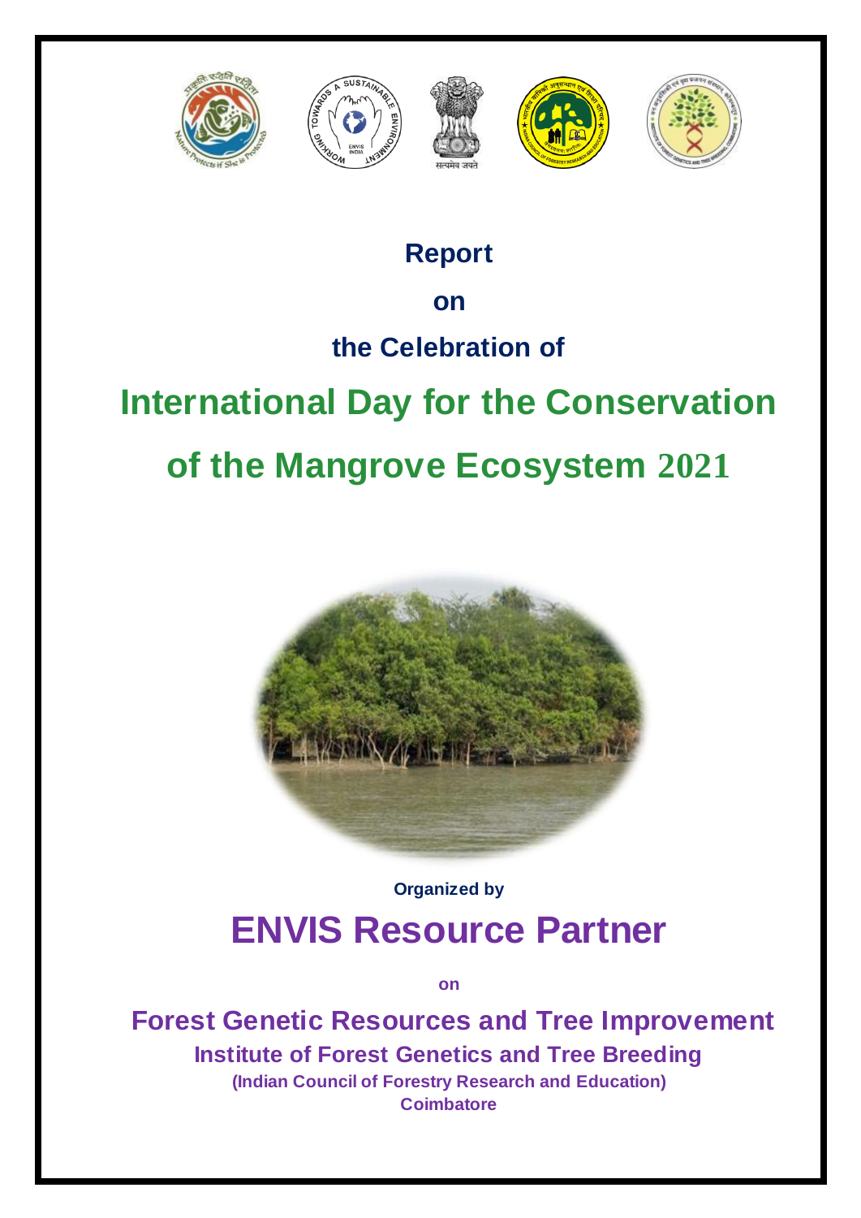# Report

# on

# the Celebration of

# International Day for the Conservation of the Mangrove Ecosystem 2021

**Organized by**

## ENVIS Resource Partner

**on**

### Forest Genetic Resources and Tree Improvement

**Institute of Forest Genetics and Tree Breeding**

**(Indian Council of Forestry Research and Education)**

**Coimbatore**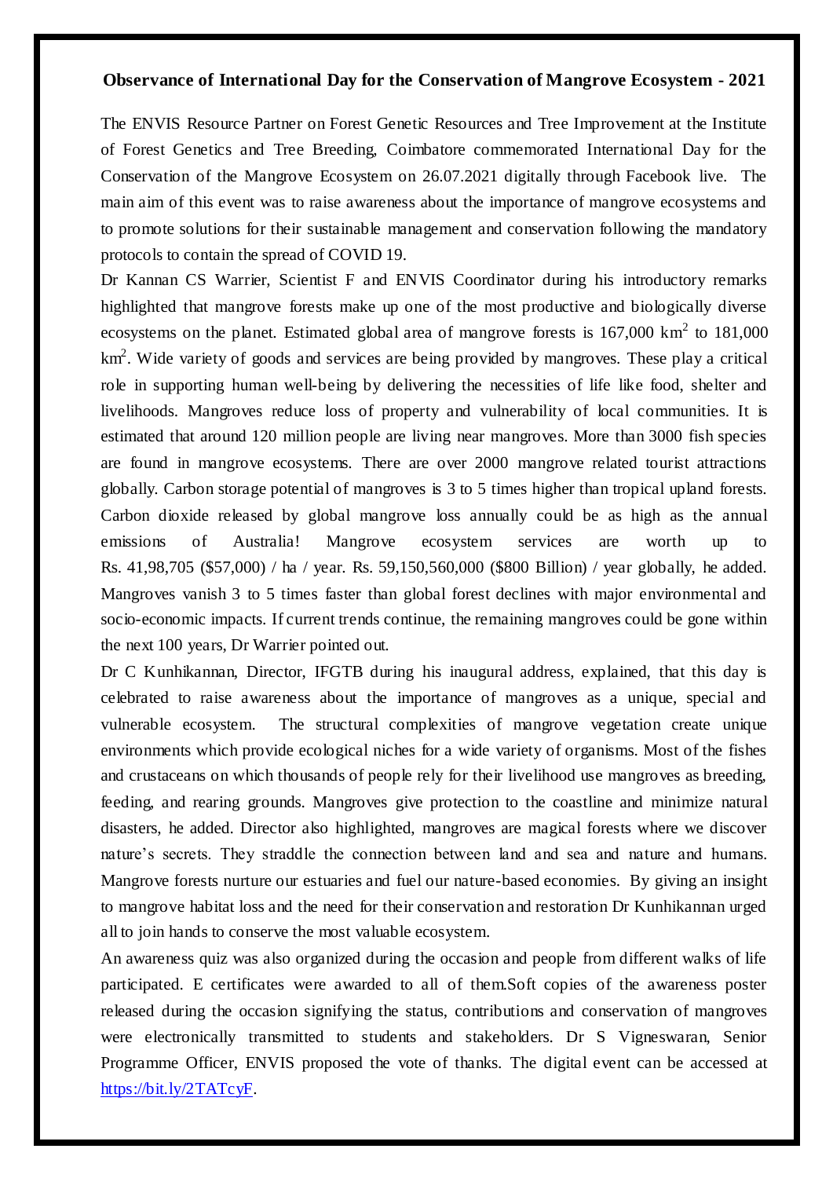## Observance of International Day for the Conservation of Mangrove Ecosystem - 2021

The ENVIS Resource Partner on Forest Genetic Resources and Tree Improvement at the Institute of Forest Genetics and Tree Breeding, Coimbatore commemorated International Day for the Conservation of the Mangrove Ecosystem on 26.07.2021 digitally through Facebook live. The main aim of this event was to raise awareness about the importance of mangrove ecosystems and to promote solutions for their sustainable management and conservation following the mandatory protocols to contain the spread of COVID 19.

Dr Kannan CS Warrier, Scientist F and ENVIS Coordinator during his introductory remarks highlighted that mangrove forests make up one of the most productive and biologically diverse ecosystems on the planet. Estimated global area of mangrove forests is 167,000 $km^2$ to 181,000 $km^2$. Wide variety of goods and services are being provided by mangroves. These play a critical role in supporting human well-being by delivering the necessities of life like food, shelter and livelihoods. Mangroves reduce loss of property and vulnerability of local communities. It is estimated that around 120 million people are living near mangroves. More than 3000 fish species are found in mangrove ecosystems. There are over 2000 mangrove related tourist attractions globally. Carbon storage potential of mangroves is 3 to 5 times higher than tropical upland forests. Carbon dioxide released by global mangrove loss annually could be as high as the annual emissions of Australia! Mangrove ecosystem services are worth up to Rs. 41,98,705 ($57,000) / ha / year. Rs. 59,150,560,000 ($800 Billion) / year globally, he added. Mangroves vanish 3 to 5 times faster than global forest declines with major environmental and socio-economic impacts. If current trends continue, the remaining mangroves could be gone within the next 100 years, Dr Warrier pointed out.

Dr C Kunhikannan, Director, IFGTB during his inaugural address, explained, that this day is celebrated to raise awareness about the importance of mangroves as a unique, special and vulnerable ecosystem. The structural complexities of mangrove vegetation create unique environments which provide ecological niches for a wide variety of organisms. Most of the fishes and crustaceans on which thousands of people rely for their livelihood use mangroves as breeding, feeding, and rearing grounds. Mangroves give protection to the coastline and minimize natural disasters, he added. Director also highlighted, mangroves are magical forests where we discover nature's secrets. They straddle the connection between land and sea and nature and humans. Mangrove forests nurture our estuaries and fuel our nature-based economies. By giving an insight to mangrove habitat loss and the need for their conservation and restoration Dr Kunhikannan urged all to join hands to conserve the most valuable ecosystem.

An awareness quiz was also organized during the occasion and people from different walks of life participated. E certificates were awarded to all of them.Soft copies of the awareness poster released during the occasion signifying the status, contributions and conservation of mangroves were electronically transmitted to students and stakeholders. Dr S Vigneswaran, Senior Programme Officer, ENVIS proposed the vote of thanks. The digital event can be accessed at https://bit.ly/2TATcyF.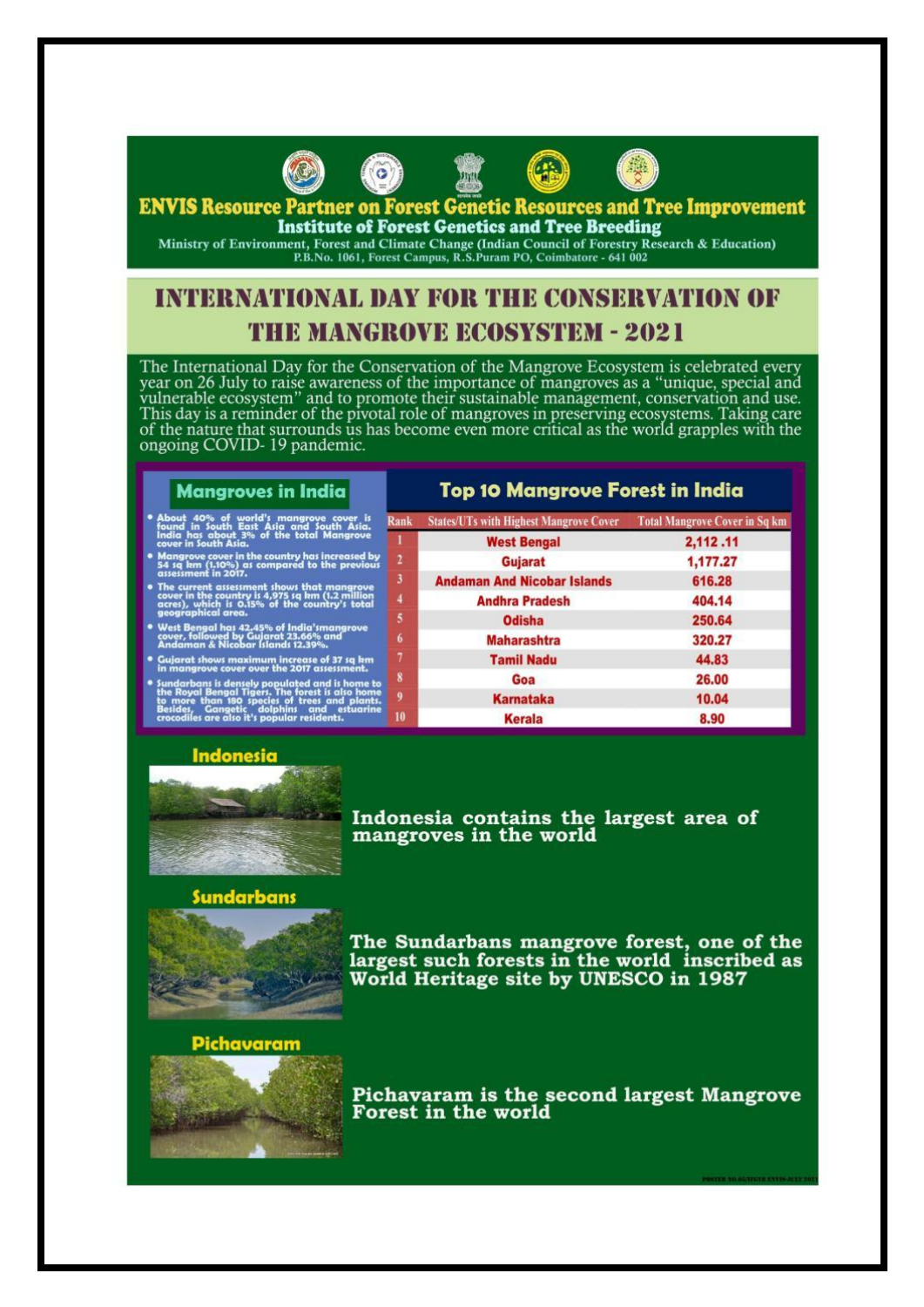# ENVIS Resource Partner on Forest Genetic Resources and Tree Improvement

## Institute of Forest Genetics and Tree Breeding

Ministry of Environment, Forest and Climate Change (Indian Council of Forestry Research & Education)
P.B.No. 1061, Forest Campus, R.S.Puram PO, Coimbatore - 641 002

# INTERNATIONAL DAY FOR THE CONSERVATION OF THE MANGROVE ECOSYSTEM - 2021

The International Day for the Conservation of the Mangrove Ecosystem is celebrated every year on 26 July to raise awareness of the importance of mangroves as a "unique, special and vulnerable ecosystem" and to promote their sustainable management, conservation and use. This day is a reminder of the pivotal role of mangroves in preserving ecosystems. Taking care of the nature that surrounds us has become even more critical as the world grapples with the ongoing COVID- 19 pandemic.

## Mangroves in India

- About 40% of world's mangrove cover is found in South East Asia and South Asia. India has about 3% of the total Mangrove cover in South Asia.
- Mangrove cover in the country has increased by 54 sq km (1.10%) as compared to the previous assessment in 2017.
- The current assessment shows that mangrove cover in the country is 4,975 sq km (1.2 million acres), which is 0.15% of the country's total geographical area.
- West Bengal has 42.45% of India'smangrove cover, followed by Gujarat 23.66% and Andaman & Nicobar Islands 12.39%.
- Gujarat shows maximum increase of 37 sq km in mangrove cover over the 2017 assessment.
- Sundarbans is densely populated and is home to the Royal Bengal Tigers. The forest is also home to more than 180 species of trees and plants. Besides, Gangetic dolphins and estuarine crocodiles are also it's popular residents.

## Top 10 Mangrove Forest in India

| Rank | States/UTs with Highest Mangrove Cover | Total Mangrove Cover in Sq km |
|---|---|---|
| 1 | West Bengal | 2,112 .11 |
| 2 | Gujarat | 1,177.27 |
| 3 | Andaman And Nicobar Islands | 616.28 |
| 4 | Andhra Pradesh | 404.14 |
| 5 | Odisha | 250.64 |
| 6 | Maharashtra | 320.27 |
| 7 | Tamil Nadu | 44.83 |
| 8 | Goa | 26.00 |
| 9 | Karnataka | 10.04 |
| 10 | Kerala | 8.90 |

### Indonesia

Indonesia contains the largest area of mangroves in the world

### Sundarbans

The Sundarbans mangrove forest, one of the largest such forests in the world inscribed as World Heritage site by UNESCO in 1987

### Pichavaram

Pichavaram is the second largest Mangrove Forest in the world

POSTER NO.05/IFGTB ENVIS-JULY 2021